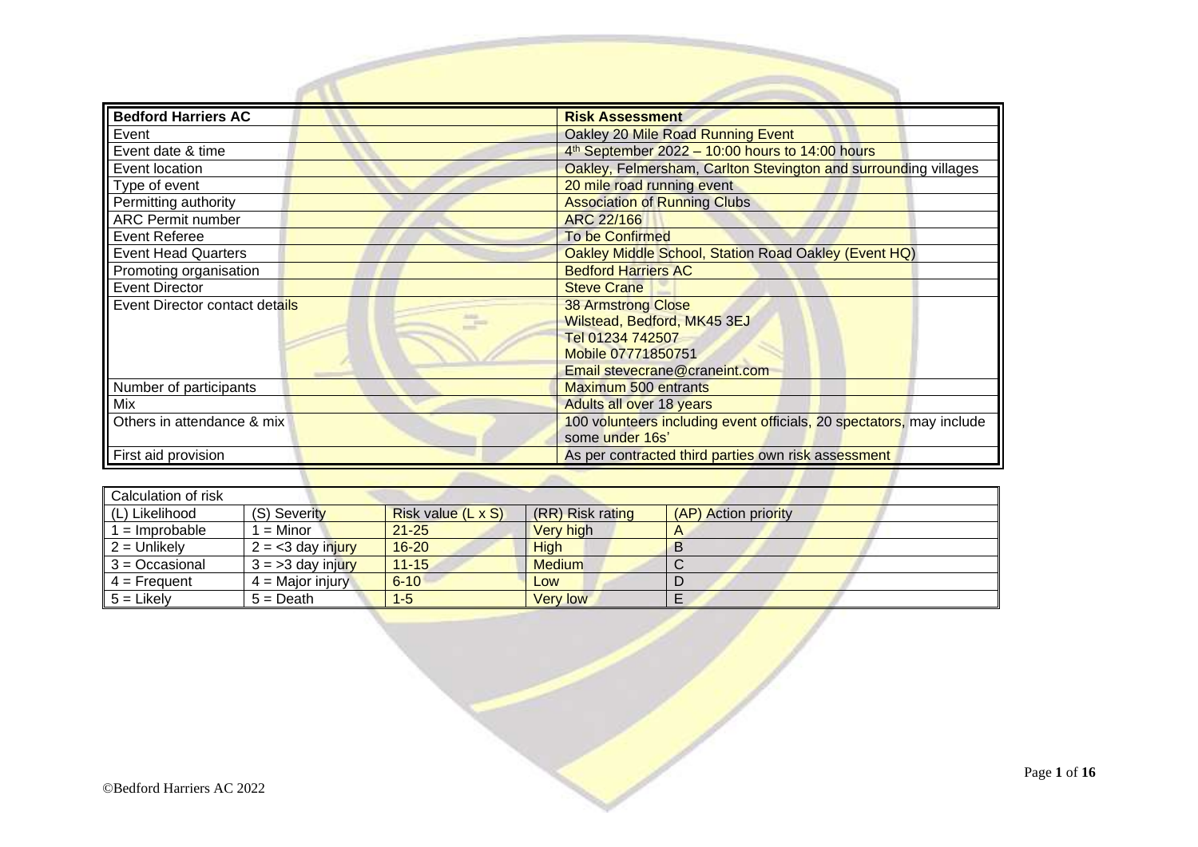| Bedford Harriers AC | Risk Assessment |
| --- | --- |
| Event | Oakley 20 Mile Road Running Event |
| Event date & time | 4th September 2022 – 10:00 hours to 14:00 hours |
| Event location | Oakley, Felmersham, Carlton Stevington and surrounding villages |
| Type of event | 20 mile road running event |
| Permitting authority | Association of Running Clubs |
| ARC Permit number | ARC 22/166 |
| Event Referee | To be Confirmed |
| Event Head Quarters | Oakley Middle School, Station Road Oakley (Event HQ) |
| Promoting organisation | Bedford Harriers AC |
| Event Director | Steve Crane |
| Event Director contact details | 38 Armstrong Close<br>Wilstead, Bedford, MK45 3EJ<br>Tel 01234 742507<br>Mobile 07771850751<br>Email stevecrane@craneint.com |
| Number of participants | Maximum 500 entrants |
| Mix | Adults all over 18 years |
| Others in attendance & mix | 100 volunteers including event officials, 20 spectators, may include some under 16s' |
| First aid provision | As per contracted third parties own risk assessment |

| Calculation of risk | | | | |
| --- | --- | --- | --- | --- |
| (L) Likelihood | (S) Severity | Risk value (L x S) | (RR) Risk rating | (AP) Action priority |
| 1 = Improbable | 1 = Minor | 21-25 | Very high | A |
| 2 = Unlikely | 2 = <3 day injury | 16-20 | High | B |
| 3 = Occasional | 3 = >3 day injury | 11-15 | Medium | C |
| 4 = Frequent | 4 = Major injury | 6-10 | Low | D |
| 5 = Likely | 5 = Death | 1-5 | Very low | E |

©Bedford Harriers AC 2022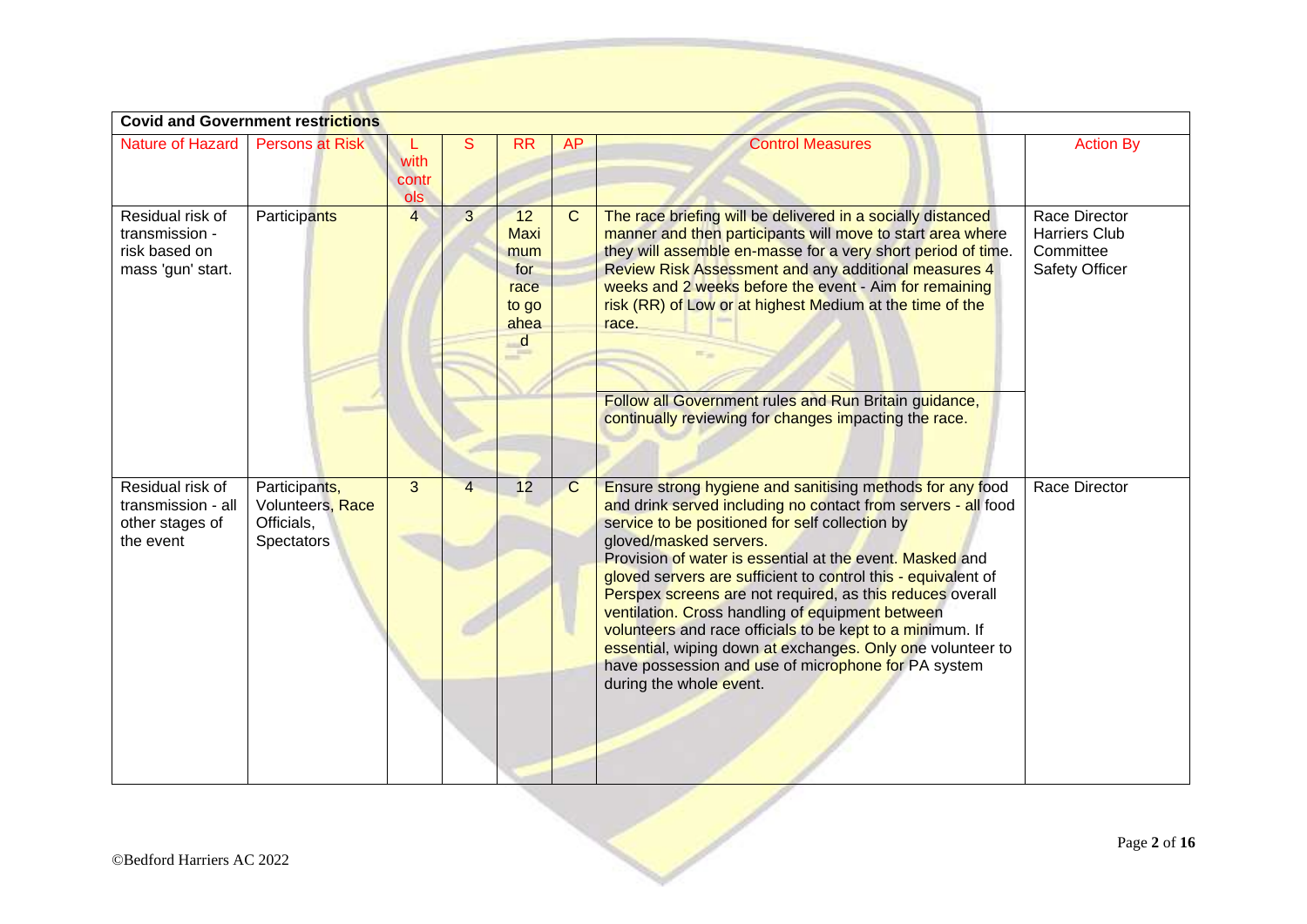**Covid and Government restrictions**

| Nature of Hazard | Persons at Risk | L with controls | S | RR | AP | Control Measures | Action By |
|---|---|---|---|---|---|---|---|
| Residual risk of transmission - risk based on mass 'gun' start. | Participants | 4 | 3 | 12 Maximum for race to go ahead | C | The race briefing will be delivered in a socially distanced manner and then participants will move to start area where they will assemble en-masse for a very short period of time. Review Risk Assessment and any additional measures 4 weeks and 2 weeks before the event - Aim for remaining risk (RR) of Low or at highest Medium at the time of the race.<br><br>Follow all Government rules and Run Britain guidance, continually reviewing for changes impacting the race. | Race Director<br>Harriers Club Committee<br>Safety Officer |
| Residual risk of transmission - all other stages of the event | Participants, Volunteers, Race Officials, Spectators | 3 | 4 | 12 | C | Ensure strong hygiene and sanitising methods for any food and drink served including no contact from servers - all food service to be positioned for self collection by gloved/masked servers.<br>Provision of water is essential at the event. Masked and gloved servers are sufficient to control this - equivalent of Perspex screens are not required, as this reduces overall ventilation. Cross handling of equipment between volunteers and race officials to be kept to a minimum. If essential, wiping down at exchanges. Only one volunteer to have possession and use of microphone for PA system during the whole event. | Race Director |

©Bedford Harriers AC 2022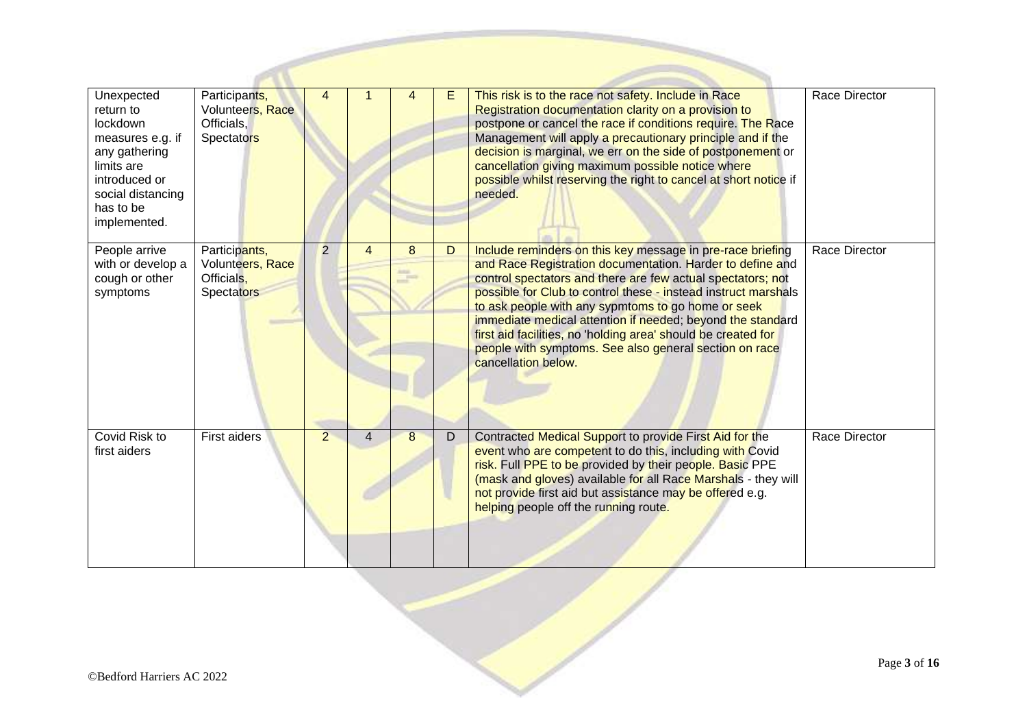| | | | | | | | |
|---|---|---|---|---|---|---|---|
| Unexpected return to lockdown measures e.g. if any gathering limits are introduced or social distancing has to be implemented. | Participants, Volunteers, Race Officials, Spectators | 4 | 1 | 4 | E | This risk is to the race not safety. Include in Race Registration documentation clarity on a provision to postpone or cancel the race if conditions require. The Race Management will apply a precautionary principle and if the decision is marginal, we err on the side of postponement or cancellation giving maximum possible notice where possible whilst reserving the right to cancel at short notice if needed. | Race Director |
| People arrive with or develop a cough or other symptoms | Participants, Volunteers, Race Officials, Spectators | 2 | 4 | 8 | D | Include reminders on this key message in pre-race briefing and Race Registration documentation. Harder to define and control spectators and there are few actual spectators; not possible for Club to control these - instead instruct marshals to ask people with any sypmtoms to go home or seek immediate medical attention if needed; beyond the standard first aid facilities, no 'holding area' should be created for people with symptoms. See also general section on race cancellation below. | Race Director |
| Covid Risk to first aiders | First aiders | 2 | 4 | 8 | D | Contracted Medical Support to provide First Aid for the event who are competent to do this, including with Covid risk. Full PPE to be provided by their people. Basic PPE (mask and gloves) available for all Race Marshals - they will not provide first aid but assistance may be offered e.g. helping people off the running route. | Race Director |

©Bedford Harriers AC 2022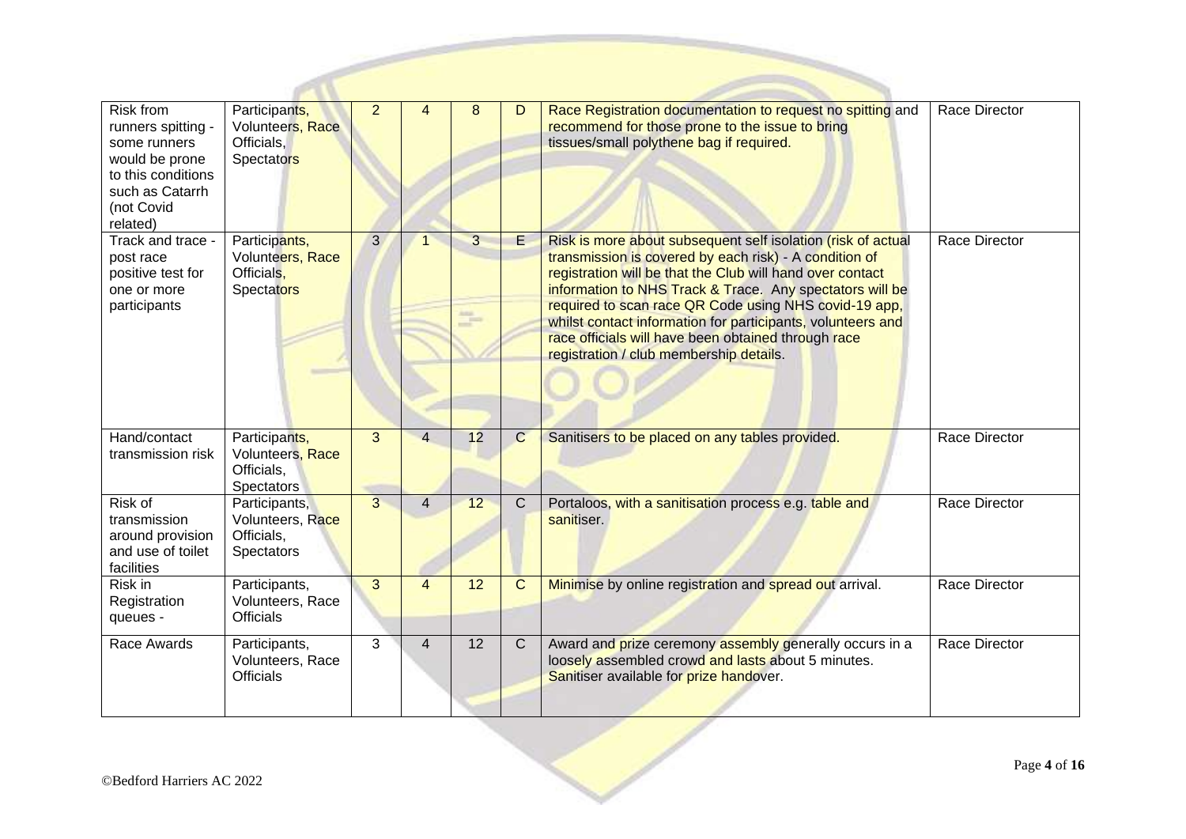| Risk from runners spitting - some runners would be prone to this conditions such as Catarrh (not Covid related) | Participants, Volunteers, Race Officials, Spectators | 2 | 4 | 8 | D | Race Registration documentation to request no spitting and recommend for those prone to the issue to bring tissues/small polythene bag if required. | Race Director |
|---|---|---|---|---|---|---|---|
| Track and trace - post race positive test for one or more participants | Participants, Volunteers, Race Officials, Spectators | 3 | 1 | 3 | E | Risk is more about subsequent self isolation (risk of actual transmission is covered by each risk) - A condition of registration will be that the Club will hand over contact information to NHS Track & Trace. Any spectators will be required to scan race QR Code using NHS covid-19 app, whilst contact information for participants, volunteers and race officials will have been obtained through race registration / club membership details. | Race Director |
| Hand/contact transmission risk | Participants, Volunteers, Race Officials, Spectators | 3 | 4 | 12 | C | Sanitisers to be placed on any tables provided. | Race Director |
| Risk of transmission around provision and use of toilet facilities | Participants, Volunteers, Race Officials, Spectators | 3 | 4 | 12 | C | Portaloos, with a sanitisation process e.g. table and sanitiser. | Race Director |
| Risk in Registration queues - | Participants, Volunteers, Race Officials | 3 | 4 | 12 | C | Minimise by online registration and spread out arrival. | Race Director |
| Race Awards | Participants, Volunteers, Race Officials | 3 | 4 | 12 | C | Award and prize ceremony assembly generally occurs in a loosely assembled crowd and lasts about 5 minutes. Sanitiser available for prize handover. | Race Director |

©Bedford Harriers AC 2022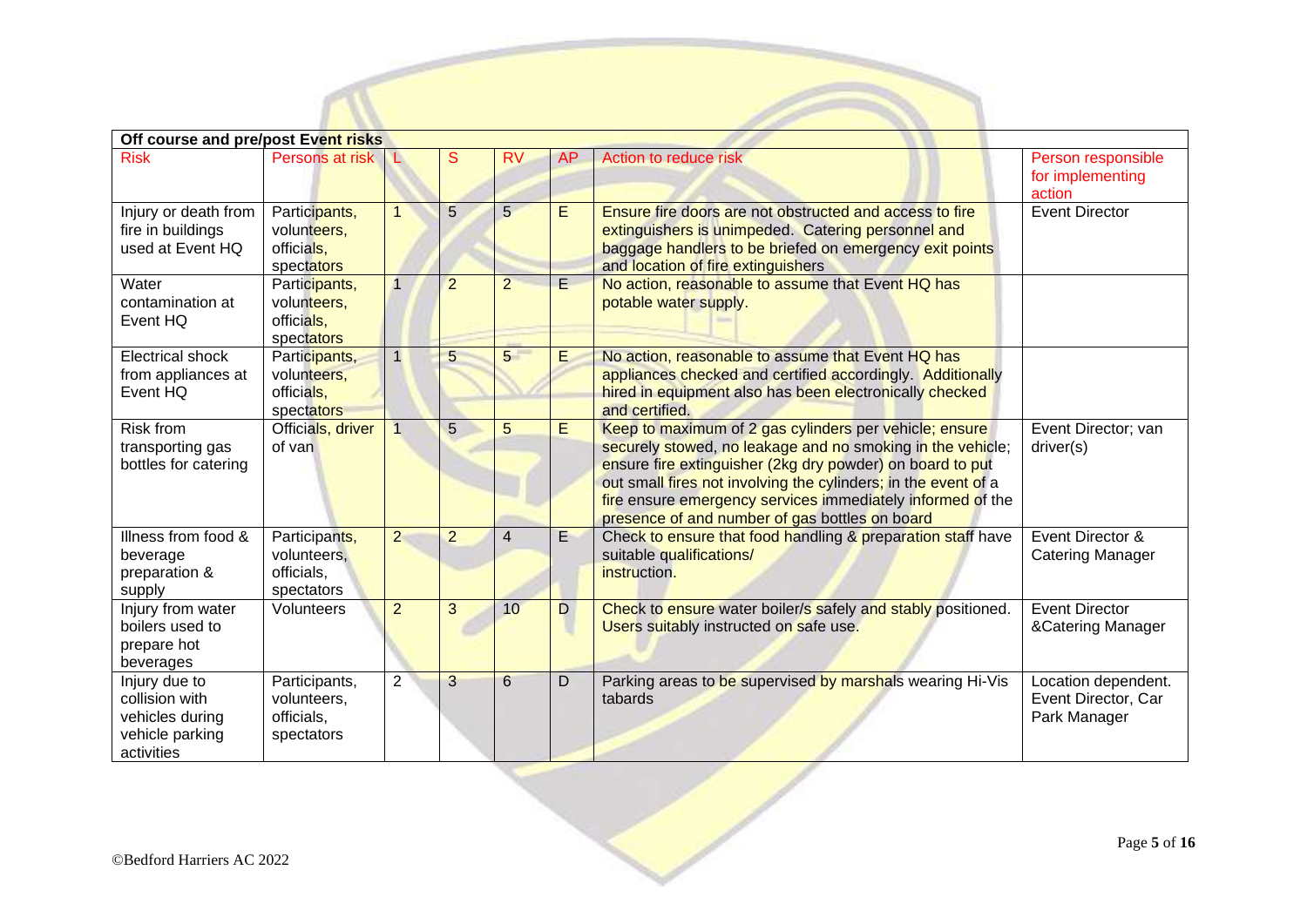| Off course and pre/post Event risks | | | | | | | |
|---|---|---|---|---|---|---|---|
| Risk | Persons at risk | L | S | RV | AP | Action to reduce risk | Person responsible for implementing action |
| Injury or death from fire in buildings used at Event HQ | Participants, volunteers, officials, spectators | 1 | 5 | 5 | E | Ensure fire doors are not obstructed and access to fire extinguishers is unimpeded. Catering personnel and baggage handlers to be briefed on emergency exit points and location of fire extinguishers | Event Director |
| Water contamination at Event HQ | Participants, volunteers, officials, spectators | 1 | 2 | 2 | E | No action, reasonable to assume that Event HQ has potable water supply. | |
| Electrical shock from appliances at Event HQ | Participants, volunteers, officials, spectators | 1 | 5 | 5 | E | No action, reasonable to assume that Event HQ has appliances checked and certified accordingly. Additionally hired in equipment also has been electronically checked and certified. | |
| Risk from transporting gas bottles for catering | Officials, driver of van | 1 | 5 | 5 | E | Keep to maximum of 2 gas cylinders per vehicle; ensure securely stowed, no leakage and no smoking in the vehicle; ensure fire extinguisher (2kg dry powder) on board to put out small fires not involving the cylinders; in the event of a fire ensure emergency services immediately informed of the presence of and number of gas bottles on board | Event Director; van driver(s) |
| Illness from food & beverage preparation & supply | Participants, volunteers, officials, spectators | 2 | 2 | 4 | E | Check to ensure that food handling & preparation staff have suitable qualifications/ instruction. | Event Director & Catering Manager |
| Injury from water boilers used to prepare hot beverages | Volunteers | 2 | 3 | 10 | D | Check to ensure water boiler/s safely and stably positioned. Users suitably instructed on safe use. | Event Director &Catering Manager |
| Injury due to collision with vehicles during vehicle parking activities | Participants, volunteers, officials, spectators | 2 | 3 | 6 | D | Parking areas to be supervised by marshals wearing Hi-Vis tabards | Location dependent. Event Director, Car Park Manager |

©Bedford Harriers AC 2022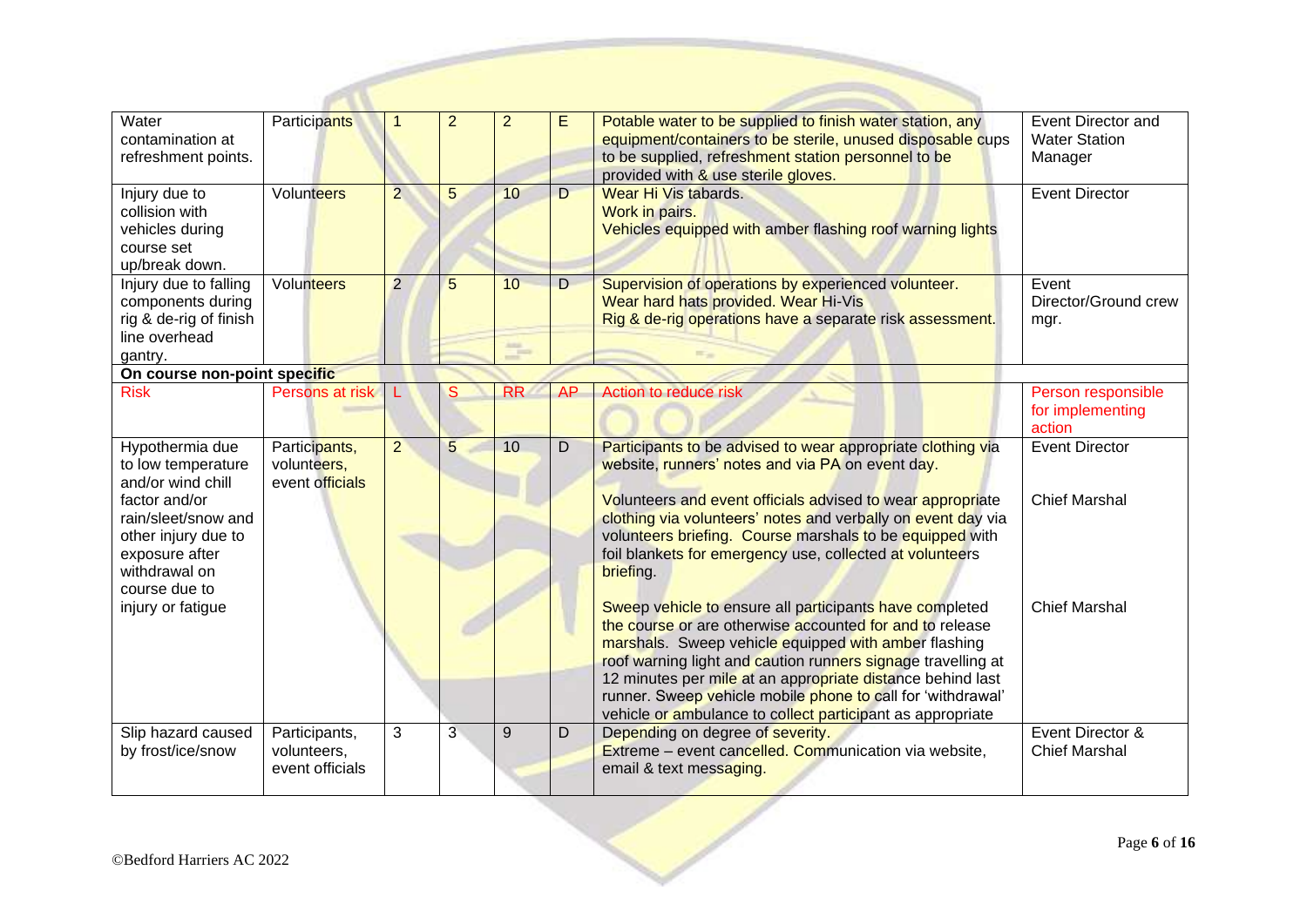| | | | | | | | |
|---|---|---|---|---|---|---|---|
| Water contamination at refreshment points. | Participants | 1 | 2 | 2 | E | Potable water to be supplied to finish water station, any equipment/containers to be sterile, unused disposable cups to be supplied, refreshment station personnel to be provided with & use sterile gloves. | Event Director and Water Station Manager |
| Injury due to collision with vehicles during course set up/break down. | Volunteers | 2 | 5 | 10 | D | Wear Hi Vis tabards.<br>Work in pairs.<br>Vehicles equipped with amber flashing roof warning lights | Event Director |
| Injury due to falling components during rig & de-rig of finish line overhead gantry. | Volunteers | 2 | 5 | 10 | D | Supervision of operations by experienced volunteer.<br>Wear hard hats provided. Wear Hi-Vis<br>Rig & de-rig operations have a separate risk assessment. | Event Director/Ground crew mgr. |
| **On course non-point specific** | | | | | | | |
| Risk | Persons at risk | L | S | RR | AP | Action to reduce risk | Person responsible for implementing action |
| Hypothermia due to low temperature and/or wind chill factor and/or rain/sleet/snow and other injury due to exposure after withdrawal on course due to injury or fatigue | Participants, volunteers, event officials | 2 | 5 | 10 | D | Participants to be advised to wear appropriate clothing via website, runners' notes and via PA on event day.<br><br>Volunteers and event officials advised to wear appropriate clothing via volunteers' notes and verbally on event day via volunteers briefing. Course marshals to be equipped with foil blankets for emergency use, collected at volunteers briefing.<br><br>Sweep vehicle to ensure all participants have completed the course or are otherwise accounted for and to release marshals. Sweep vehicle equipped with amber flashing roof warning light and caution runners signage travelling at 12 minutes per mile at an appropriate distance behind last runner. Sweep vehicle mobile phone to call for 'withdrawal' vehicle or ambulance to collect participant as appropriate | Event Director<br><br>Chief Marshal<br><br>Chief Marshal |
| Slip hazard caused by frost/ice/snow | Participants, volunteers, event officials | 3 | 3 | 9 | D | Depending on degree of severity.<br>Extreme – event cancelled. Communication via website, email & text messaging. | Event Director & Chief Marshal |

©Bedford Harriers AC 2022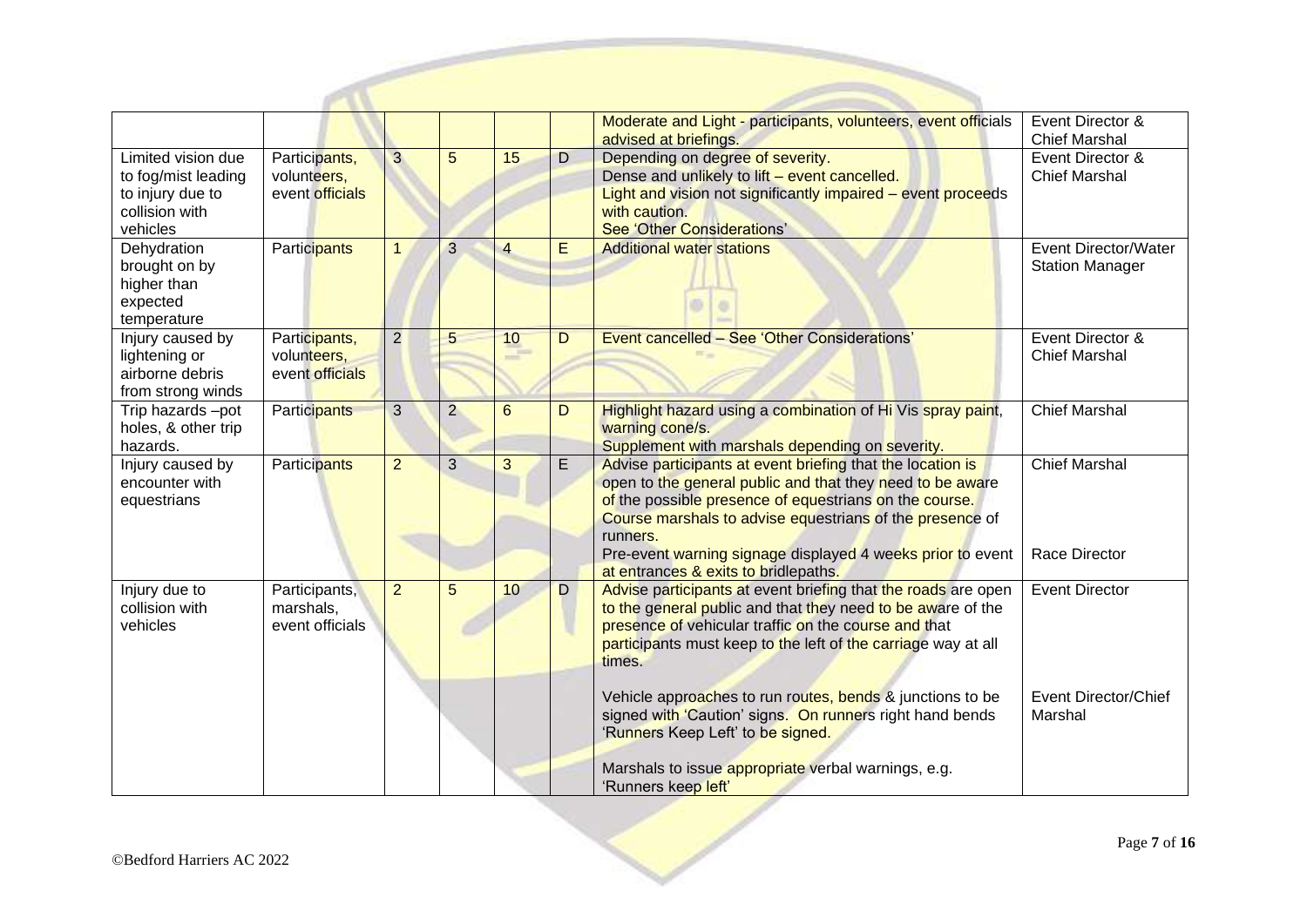| | | | | | | | |
|---|---|---|---|---|---|---|---|
| | | | | | | Moderate and Light - participants, volunteers, event officials advised at briefings. | Event Director & Chief Marshal |
| Limited vision due to fog/mist leading to injury due to collision with vehicles | Participants, volunteers, event officials | 3 | 5 | 15 | D | Depending on degree of severity.<br>Dense and unlikely to lift – event cancelled.<br>Light and vision not significantly impaired – event proceeds with caution.<br>See 'Other Considerations' | Event Director & Chief Marshal |
| Dehydration brought on by higher than expected temperature | Participants | 1 | 3 | 4 | E | Additional water stations | Event Director/Water Station Manager |
| Injury caused by lightening or airborne debris from strong winds | Participants, volunteers, event officials | 2 | 5 | 10 | D | Event cancelled – See 'Other Considerations' | Event Director & Chief Marshal |
| Trip hazards –pot holes, & other trip hazards. | Participants | 3 | 2 | 6 | D | Highlight hazard using a combination of Hi Vis spray paint, warning cone/s.<br>Supplement with marshals depending on severity. | Chief Marshal |
| Injury caused by encounter with equestrians | Participants | 2 | 3 | 3 | E | Advise participants at event briefing that the location is open to the general public and that they need to be aware of the possible presence of equestrians on the course. Course marshals to advise equestrians of the presence of runners.<br>Pre-event warning signage displayed 4 weeks prior to event at entrances & exits to bridlepaths. | Chief Marshal<br><br>Race Director |
| Injury due to collision with vehicles | Participants, marshals, event officials | 2 | 5 | 10 | D | Advise participants at event briefing that the roads are open to the general public and that they need to be aware of the presence of vehicular traffic on the course and that participants must keep to the left of the carriage way at all times.<br><br>Vehicle approaches to run routes, bends & junctions to be signed with 'Caution' signs. On runners right hand bends 'Runners Keep Left' to be signed.<br><br>Marshals to issue appropriate verbal warnings, e.g. 'Runners keep left' | Event Director<br><br>Event Director/Chief Marshal |

©Bedford Harriers AC 2022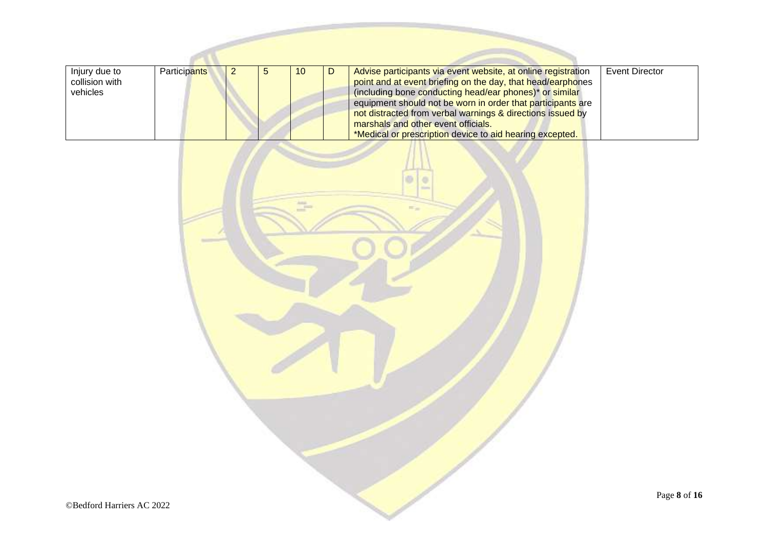| | | | | | | | |
|---|---|---|---|---|---|---|---|
| Injury due to collision with vehicles | Participants | 2 | 5 | 10 | D | Advise participants via event website, at online registration point and at event briefing on the day, that head/earphones (including bone conducting head/ear phones)* or similar equipment should not be worn in order that participants are not distracted from verbal warnings & directions issued by marshals and other event officials.<br>*Medical or prescription device to aid hearing excepted. | Event Director |

©Bedford Harriers AC 2022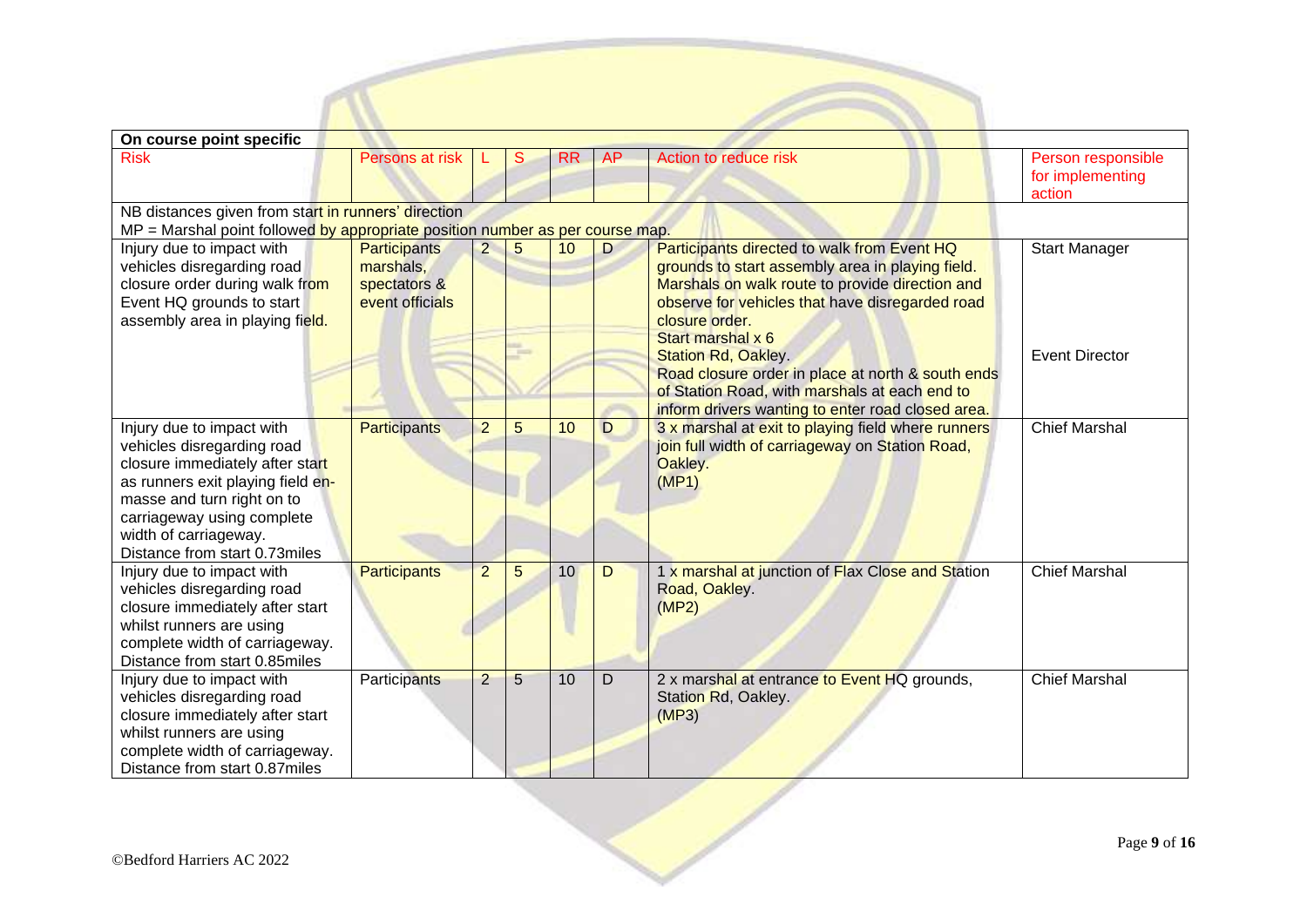| On course point specific | | | | | | | |
|---|---|---|---|---|---|---|---|
| Risk | Persons at risk | L | S | RR | AP | Action to reduce risk | Person responsible for implementing action |
| NB distances given from start in runners' direction<br>MP = Marshal point followed by appropriate position number as per course map. | | | | | | | |
| Injury due to impact with vehicles disregarding road closure order during walk from Event HQ grounds to start assembly area in playing field. | Participants marshals, spectators & event officials | 2 | 5 | 10 | D | Participants directed to walk from Event HQ grounds to start assembly area in playing field. Marshals on walk route to provide direction and observe for vehicles that have disregarded road closure order.<br>Start marshal x 6<br>Station Rd, Oakley.<br>Road closure order in place at north & south ends of Station Road, with marshals at each end to inform drivers wanting to enter road closed area. | Start Manager<br><br>Event Director |
| Injury due to impact with vehicles disregarding road closure immediately after start as runners exit playing field en-masse and turn right on to carriageway using complete width of carriageway.<br>Distance from start 0.73miles | Participants | 2 | 5 | 10 | D | 3 x marshal at exit to playing field where runners join full width of carriageway on Station Road, Oakley.<br>(MP1) | Chief Marshal |
| Injury due to impact with vehicles disregarding road closure immediately after start whilst runners are using complete width of carriageway.<br>Distance from start 0.85miles | Participants | 2 | 5 | 10 | D | 1 x marshal at junction of Flax Close and Station Road, Oakley.<br>(MP2) | Chief Marshal |
| Injury due to impact with vehicles disregarding road closure immediately after start whilst runners are using complete width of carriageway.<br>Distance from start 0.87miles | Participants | 2 | 5 | 10 | D | 2 x marshal at entrance to Event HQ grounds, Station Rd, Oakley.<br>(MP3) | Chief Marshal |

©Bedford Harriers AC 2022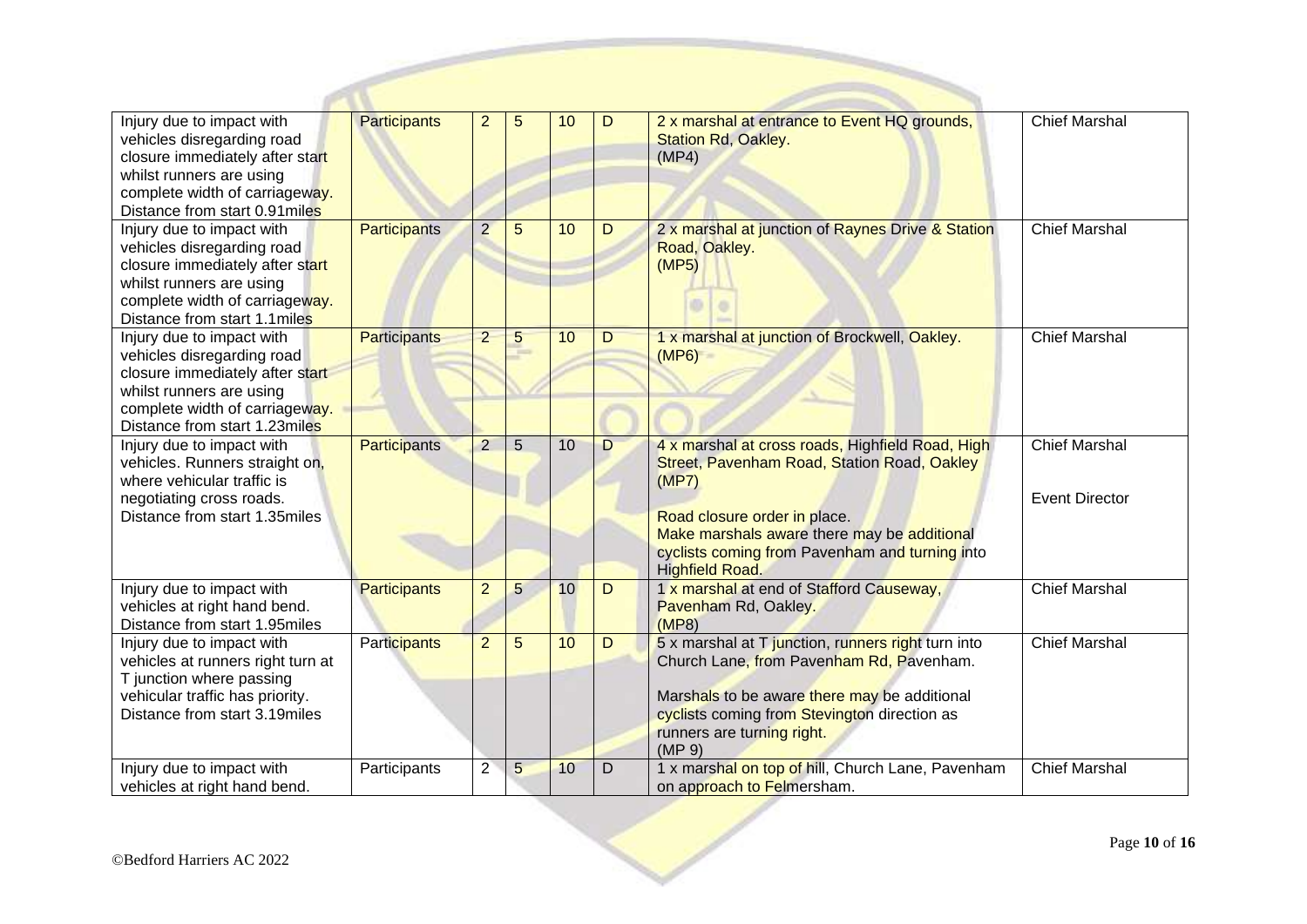| Injury due to impact with vehicles disregarding road closure immediately after start whilst runners are using complete width of carriageway. Distance from start 0.91miles | Participants | 2 | 5 | 10 | D | 2 x marshal at entrance to Event HQ grounds, Station Rd, Oakley. (MP4) | Chief Marshal |
|---|---|---|---|---|---|---|---|
| Injury due to impact with vehicles disregarding road closure immediately after start whilst runners are using complete width of carriageway. Distance from start 1.1miles | Participants | 2 | 5 | 10 | D | 2 x marshal at junction of Raynes Drive & Station Road, Oakley. (MP5) | Chief Marshal |
| Injury due to impact with vehicles disregarding road closure immediately after start whilst runners are using complete width of carriageway. Distance from start 1.23miles | Participants | 2 | 5 | 10 | D | 1 x marshal at junction of Brockwell, Oakley. (MP6) | Chief Marshal |
| Injury due to impact with vehicles. Runners straight on, where vehicular traffic is negotiating cross roads. Distance from start 1.35miles | Participants | 2 | 5 | 10 | D | 4 x marshal at cross roads, Highfield Road, High Street, Pavenham Road, Station Road, Oakley (MP7)<br><br>Road closure order in place.<br>Make marshals aware there may be additional cyclists coming from Pavenham and turning into Highfield Road. | Chief Marshal<br><br>Event Director |
| Injury due to impact with vehicles at right hand bend. Distance from start 1.95miles | Participants | 2 | 5 | 10 | D | 1 x marshal at end of Stafford Causeway, Pavenham Rd, Oakley. (MP8) | Chief Marshal |
| Injury due to impact with vehicles at runners right turn at T junction where passing vehicular traffic has priority. Distance from start 3.19miles | Participants | 2 | 5 | 10 | D | 5 x marshal at T junction, runners right turn into Church Lane, from Pavenham Rd, Pavenham.<br><br>Marshals to be aware there may be additional cyclists coming from Stevington direction as runners are turning right. (MP 9) | Chief Marshal |
| Injury due to impact with vehicles at right hand bend. | Participants | 2 | 5 | 10 | D | 1 x marshal on top of hill, Church Lane, Pavenham on approach to Felmersham. | Chief Marshal |

©Bedford Harriers AC 2022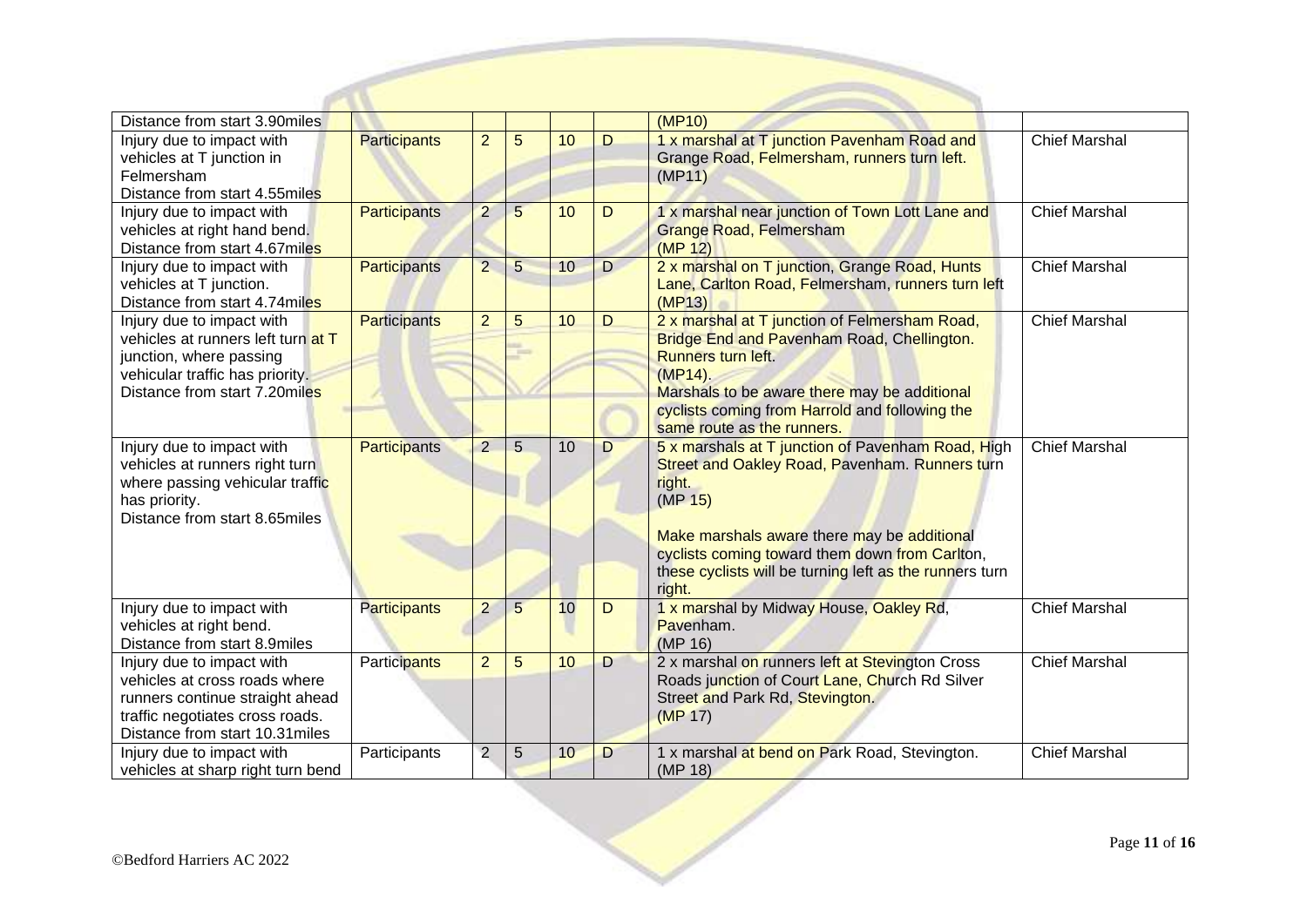| | | | | | | | |
|---|---|---|---|---|---|---|---|
| Distance from start 3.90miles | | | | | | (MP10) | |
| Injury due to impact with vehicles at T junction in Felmersham<br>Distance from start 4.55miles | Participants | 2 | 5 | 10 | D | 1 x marshal at T junction Pavenham Road and Grange Road, Felmersham, runners turn left.<br>(MP11) | Chief Marshal |
| Injury due to impact with vehicles at right hand bend.<br>Distance from start 4.67miles | Participants | 2 | 5 | 10 | D | 1 x marshal near junction of Town Lott Lane and Grange Road, Felmersham<br>(MP 12) | Chief Marshal |
| Injury due to impact with vehicles at T junction.<br>Distance from start 4.74miles | Participants | 2 | 5 | 10 | D | 2 x marshal on T junction, Grange Road, Hunts Lane, Carlton Road, Felmersham, runners turn left<br>(MP13) | Chief Marshal |
| Injury due to impact with vehicles at runners left turn at T junction, where passing vehicular traffic has priority.<br>Distance from start 7.20miles | Participants | 2 | 5 | 10 | D | 2 x marshal at T junction of Felmersham Road, Bridge End and Pavenham Road, Chellington. Runners turn left.<br>(MP14).<br>Marshals to be aware there may be additional cyclists coming from Harrold and following the same route as the runners. | Chief Marshal |
| Injury due to impact with vehicles at runners right turn where passing vehicular traffic has priority.<br>Distance from start 8.65miles | Participants | 2 | 5 | 10 | D | 5 x marshals at T junction of Pavenham Road, High Street and Oakley Road, Pavenham. Runners turn right.<br>(MP 15)<br><br>Make marshals aware there may be additional cyclists coming toward them down from Carlton, these cyclists will be turning left as the runners turn right. | Chief Marshal |
| Injury due to impact with vehicles at right bend.<br>Distance from start 8.9miles | Participants | 2 | 5 | 10 | D | 1 x marshal by Midway House, Oakley Rd, Pavenham.<br>(MP 16) | Chief Marshal |
| Injury due to impact with vehicles at cross roads where runners continue straight ahead traffic negotiates cross roads.<br>Distance from start 10.31miles | Participants | 2 | 5 | 10 | D | 2 x marshal on runners left at Stevington Cross Roads junction of Court Lane, Church Rd Silver Street and Park Rd, Stevington.<br>(MP 17) | Chief Marshal |
| Injury due to impact with vehicles at sharp right turn bend | Participants | 2 | 5 | 10 | D | 1 x marshal at bend on Park Road, Stevington.<br>(MP 18) | Chief Marshal |

©Bedford Harriers AC 2022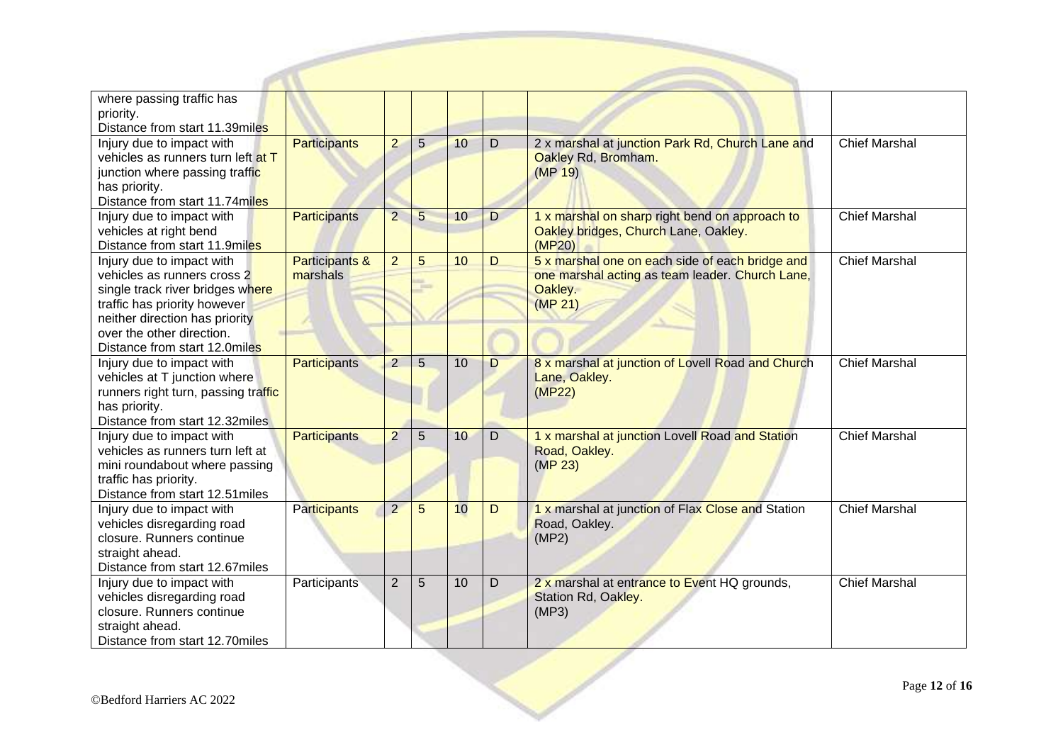| | | | | | | | |
|---|---|---|---|---|---|---|---|
| where passing traffic has priority. Distance from start 11.39miles | | | | | | | |
| Injury due to impact with vehicles as runners turn left at T junction where passing traffic has priority. Distance from start 11.74miles | Participants | 2 | 5 | 10 | D | 2 x marshal at junction Park Rd, Church Lane and Oakley Rd, Bromham. (MP 19) | Chief Marshal |
| Injury due to impact with vehicles at right bend Distance from start 11.9miles | Participants | 2 | 5 | 10 | D | 1 x marshal on sharp right bend on approach to Oakley bridges, Church Lane, Oakley. (MP20) | Chief Marshal |
| Injury due to impact with vehicles as runners cross 2 single track river bridges where traffic has priority however neither direction has priority over the other direction. Distance from start 12.0miles | Participants & marshals | 2 | 5 | 10 | D | 5 x marshal one on each side of each bridge and one marshal acting as team leader. Church Lane, Oakley. (MP 21) | Chief Marshal |
| Injury due to impact with vehicles at T junction where runners right turn, passing traffic has priority. Distance from start 12.32miles | Participants | 2 | 5 | 10 | D | 8 x marshal at junction of Lovell Road and Church Lane, Oakley. (MP22) | Chief Marshal |
| Injury due to impact with vehicles as runners turn left at mini roundabout where passing traffic has priority. Distance from start 12.51miles | Participants | 2 | 5 | 10 | D | 1 x marshal at junction Lovell Road and Station Road, Oakley. (MP 23) | Chief Marshal |
| Injury due to impact with vehicles disregarding road closure. Runners continue straight ahead. Distance from start 12.67miles | Participants | 2 | 5 | 10 | D | 1 x marshal at junction of Flax Close and Station Road, Oakley. (MP2) | Chief Marshal |
| Injury due to impact with vehicles disregarding road closure. Runners continue straight ahead. Distance from start 12.70miles | Participants | 2 | 5 | 10 | D | 2 x marshal at entrance to Event HQ grounds, Station Rd, Oakley. (MP3) | Chief Marshal |

©Bedford Harriers AC 2022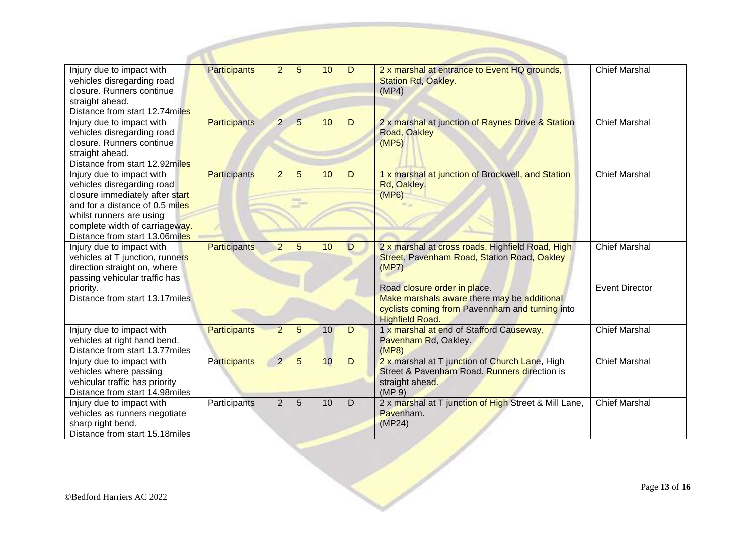| | | | | | | | |
|---|---|---|---|---|---|---|---|
| Injury due to impact with vehicles disregarding road closure. Runners continue straight ahead. Distance from start 12.74miles | Participants | 2 | 5 | 10 | D | 2 x marshal at entrance to Event HQ grounds, Station Rd, Oakley. (MP4) | Chief Marshal |
| Injury due to impact with vehicles disregarding road closure. Runners continue straight ahead. Distance from start 12.92miles | Participants | 2 | 5 | 10 | D | 2 x marshal at junction of Raynes Drive & Station Road, Oakley (MP5) | Chief Marshal |
| Injury due to impact with vehicles disregarding road closure immediately after start and for a distance of 0.5 miles whilst runners are using complete width of carriageway. Distance from start 13.06miles | Participants | 2 | 5 | 10 | D | 1 x marshal at junction of Brockwell, and Station Rd, Oakley. (MP6) | Chief Marshal |
| Injury due to impact with vehicles at T junction, runners direction straight on, where passing vehicular traffic has priority. Distance from start 13.17miles | Participants | 2 | 5 | 10 | D | 2 x marshal at cross roads, Highfield Road, High Street, Pavenham Road, Station Road, Oakley (MP7)<br><br>Road closure order in place. Make marshals aware there may be additional cyclists coming from Pavennham and turning into Highfield Road. | Chief Marshal<br><br>Event Director |
| Injury due to impact with vehicles at right hand bend. Distance from start 13.77miles | Participants | 2 | 5 | 10 | D | 1 x marshal at end of Stafford Causeway, Pavenham Rd, Oakley. (MP8) | Chief Marshal |
| Injury due to impact with vehicles where passing vehicular traffic has priority Distance from start 14.98miles | Participants | 2 | 5 | 10 | D | 2 x marshal at T junction of Church Lane, High Street & Pavenham Road. Runners direction is straight ahead. (MP 9) | Chief Marshal |
| Injury due to impact with vehicles as runners negotiate sharp right bend. Distance from start 15.18miles | Participants | 2 | 5 | 10 | D | 2 x marshal at T junction of High Street & Mill Lane, Pavenham. (MP24) | Chief Marshal |

©Bedford Harriers AC 2022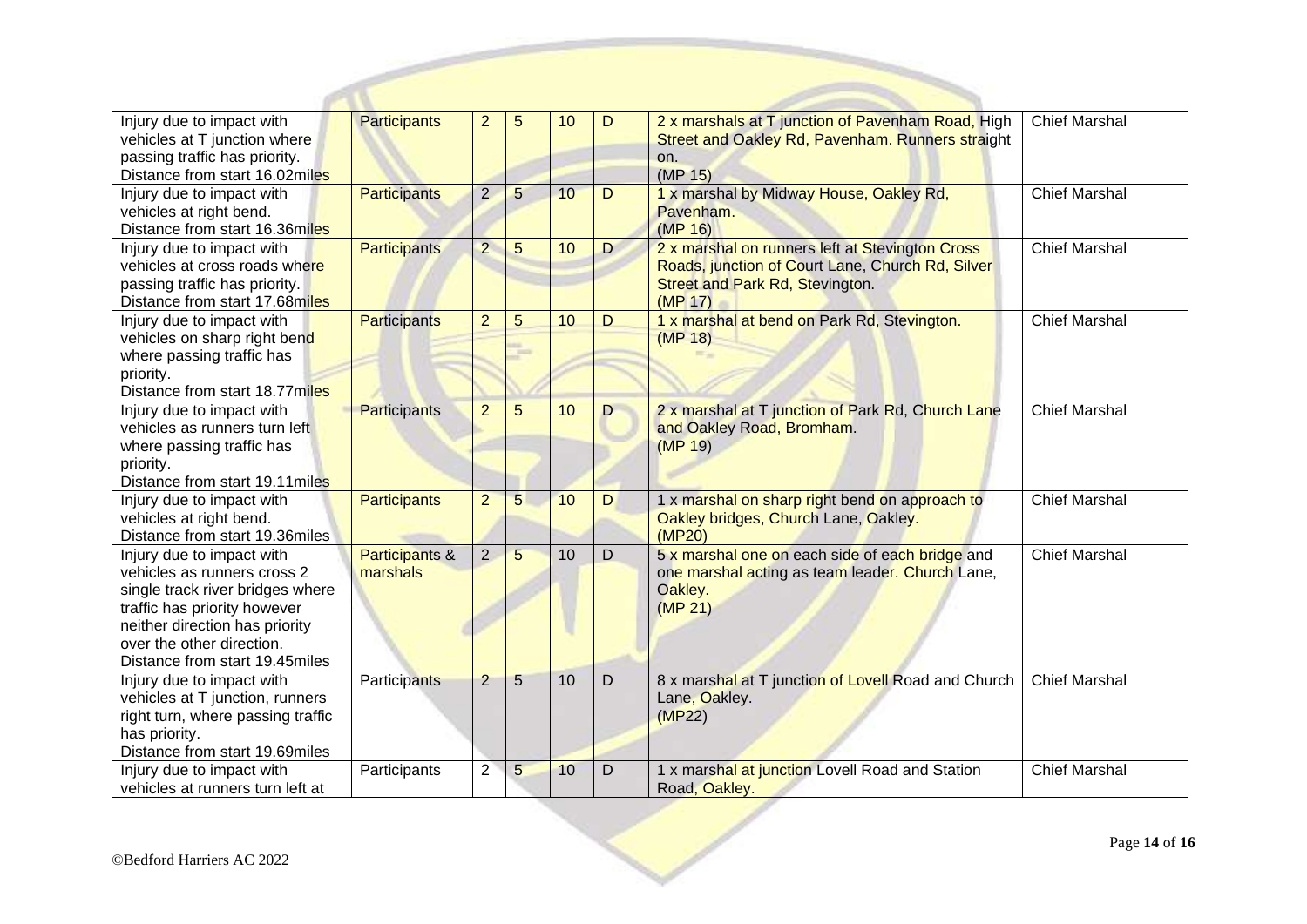| Injury due to impact with vehicles at T junction where passing traffic has priority. Distance from start 16.02miles | Participants | 2 | 5 | 10 | D | 2 x marshals at T junction of Pavenham Road, High Street and Oakley Rd, Pavenham. Runners straight on. (MP 15) | Chief Marshal |
|---|---|---|---|---|---|---|---|
| Injury due to impact with vehicles at right bend. Distance from start 16.36miles | Participants | 2 | 5 | 10 | D | 1 x marshal by Midway House, Oakley Rd, Pavenham. (MP 16) | Chief Marshal |
| Injury due to impact with vehicles at cross roads where passing traffic has priority. Distance from start 17.68miles | Participants | 2 | 5 | 10 | D | 2 x marshal on runners left at Stevington Cross Roads, junction of Court Lane, Church Rd, Silver Street and Park Rd, Stevington. (MP 17) | Chief Marshal |
| Injury due to impact with vehicles on sharp right bend where passing traffic has priority. Distance from start 18.77miles | Participants | 2 | 5 | 10 | D | 1 x marshal at bend on Park Rd, Stevington. (MP 18) | Chief Marshal |
| Injury due to impact with vehicles as runners turn left where passing traffic has priority. Distance from start 19.11miles | Participants | 2 | 5 | 10 | D | 2 x marshal at T junction of Park Rd, Church Lane and Oakley Road, Bromham. (MP 19) | Chief Marshal |
| Injury due to impact with vehicles at right bend. Distance from start 19.36miles | Participants | 2 | 5 | 10 | D | 1 x marshal on sharp right bend on approach to Oakley bridges, Church Lane, Oakley. (MP20) | Chief Marshal |
| Injury due to impact with vehicles as runners cross 2 single track river bridges where traffic has priority however neither direction has priority over the other direction. Distance from start 19.45miles | Participants & marshals | 2 | 5 | 10 | D | 5 x marshal one on each side of each bridge and one marshal acting as team leader. Church Lane, Oakley. (MP 21) | Chief Marshal |
| Injury due to impact with vehicles at T junction, runners right turn, where passing traffic has priority. Distance from start 19.69miles | Participants | 2 | 5 | 10 | D | 8 x marshal at T junction of Lovell Road and Church Lane, Oakley. (MP22) | Chief Marshal |
| Injury due to impact with vehicles at runners turn left at | Participants | 2 | 5 | 10 | D | 1 x marshal at junction Lovell Road and Station Road, Oakley. | Chief Marshal |

©Bedford Harriers AC 2022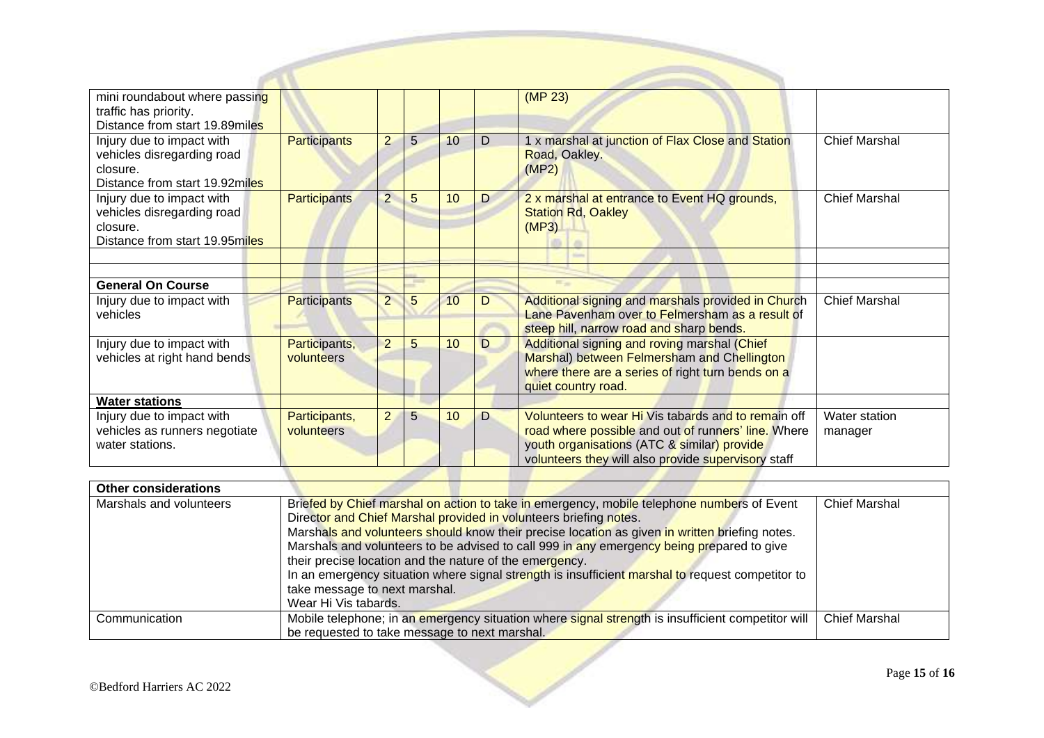| | | | | | | | |
|---|---|---|---|---|---|---|---|
| mini roundabout where passing traffic has priority. Distance from start 19.89miles | | | | | | (MP 23) | |
| Injury due to impact with vehicles disregarding road closure. Distance from start 19.92miles | Participants | 2 | 5 | 10 | D | 1 x marshal at junction of Flax Close and Station Road, Oakley. (MP2) | Chief Marshal |
| Injury due to impact with vehicles disregarding road closure. Distance from start 19.95miles | Participants | 2 | 5 | 10 | D | 2 x marshal at entrance to Event HQ grounds, Station Rd, Oakley (MP3) | Chief Marshal |
| | | | | | | | |
| | | | | | | | |
| **General On Course** | | | | | | | |
| Injury due to impact with vehicles | Participants | 2 | 5 | 10 | D | Additional signing and marshals provided in Church Lane Pavenham over to Felmersham as a result of steep hill, narrow road and sharp bends. | Chief Marshal |
| Injury due to impact with vehicles at right hand bends | Participants, volunteers | 2 | 5 | 10 | D | Additional signing and roving marshal (Chief Marshal) between Felmersham and Chellington where there are a series of right turn bends on a quiet country road. | |
| **Water stations** | | | | | | | |
| Injury due to impact with vehicles as runners negotiate water stations. | Participants, volunteers | 2 | 5 | 10 | D | Volunteers to wear Hi Vis tabards and to remain off road where possible and out of runners' line. Where youth organisations (ATC & similar) provide volunteers they will also provide supervisory staff | Water station manager |

| **Other considerations** | | |
|---|---|---|
| Marshals and volunteers | Briefed by Chief marshal on action to take in emergency, mobile telephone numbers of Event Director and Chief Marshal provided in volunteers briefing notes.<br>Marshals and volunteers should know their precise location as given in written briefing notes.<br>Marshals and volunteers to be advised to call 999 in any emergency being prepared to give their precise location and the nature of the emergency.<br>In an emergency situation where signal strength is insufficient marshal to request competitor to take message to next marshal.<br>Wear Hi Vis tabards. | Chief Marshal |
| Communication | Mobile telephone; in an emergency situation where signal strength is insufficient competitor will be requested to take message to next marshal. | Chief Marshal |

©Bedford Harriers AC 2022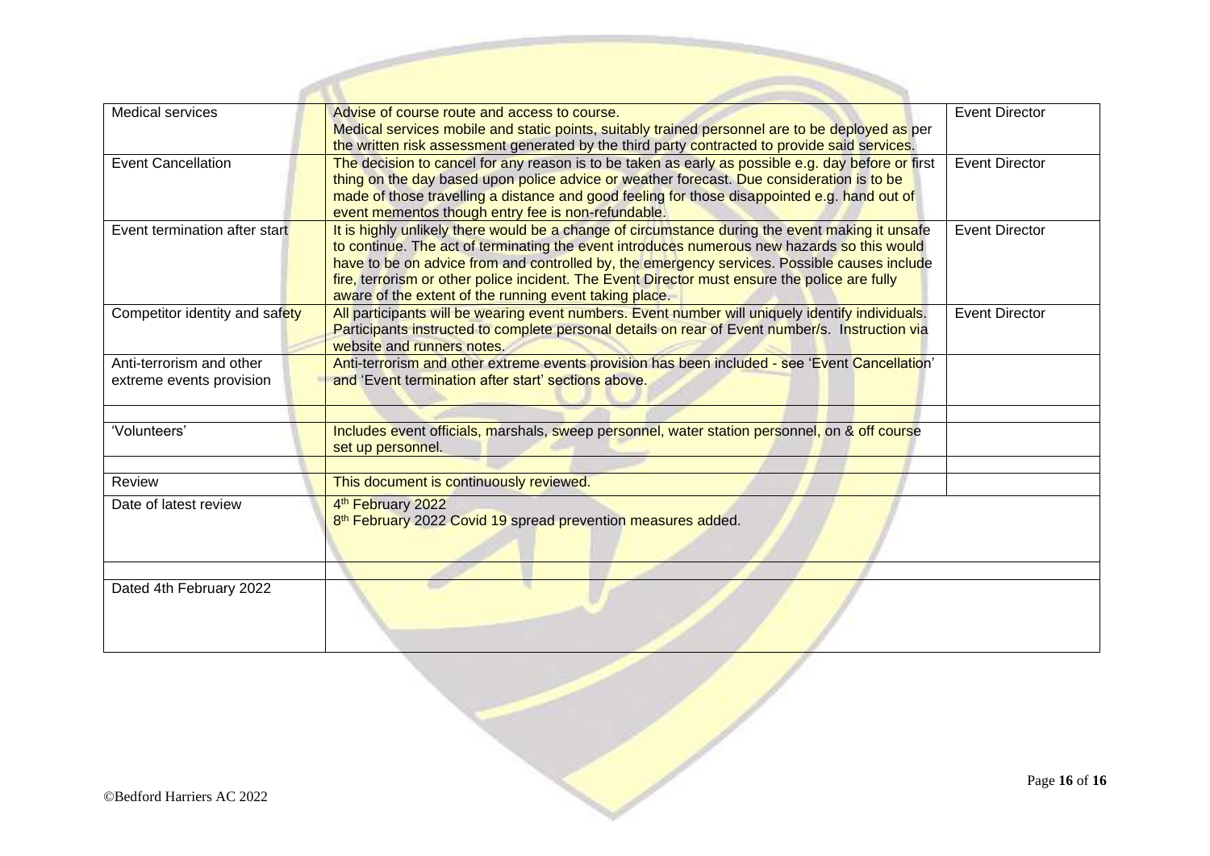| | | |
|---|---|---|
| Medical services | Advise of course route and access to course.<br>Medical services mobile and static points, suitably trained personnel are to be deployed as per the written risk assessment generated by the third party contracted to provide said services. | Event Director |
| Event Cancellation | The decision to cancel for any reason is to be taken as early as possible e.g. day before or first thing on the day based upon police advice or weather forecast. Due consideration is to be made of those travelling a distance and good feeling for those disappointed e.g. hand out of event mementos though entry fee is non-refundable. | Event Director |
| Event termination after start | It is highly unlikely there would be a change of circumstance during the event making it unsafe to continue. The act of terminating the event introduces numerous new hazards so this would have to be on advice from and controlled by, the emergency services. Possible causes include fire, terrorism or other police incident. The Event Director must ensure the police are fully aware of the extent of the running event taking place. | Event Director |
| Competitor identity and safety | All participants will be wearing event numbers. Event number will uniquely identify individuals. Participants instructed to complete personal details on rear of Event number/s. Instruction via website and runners notes. | Event Director |
| Anti-terrorism and other extreme events provision | Anti-terrorism and other extreme events provision has been included - see 'Event Cancellation' and 'Event termination after start' sections above. | |
| | | |
| 'Volunteers' | Includes event officials, marshals, sweep personnel, water station personnel, on & off course set up personnel. | |
| | | |
| Review | This document is continuously reviewed. | |
| Date of latest review | 4th February 2022<br>8th February 2022 Covid 19 spread prevention measures added. | |
| | | |
| Dated 4th February 2022 | | |

©Bedford Harriers AC 2022